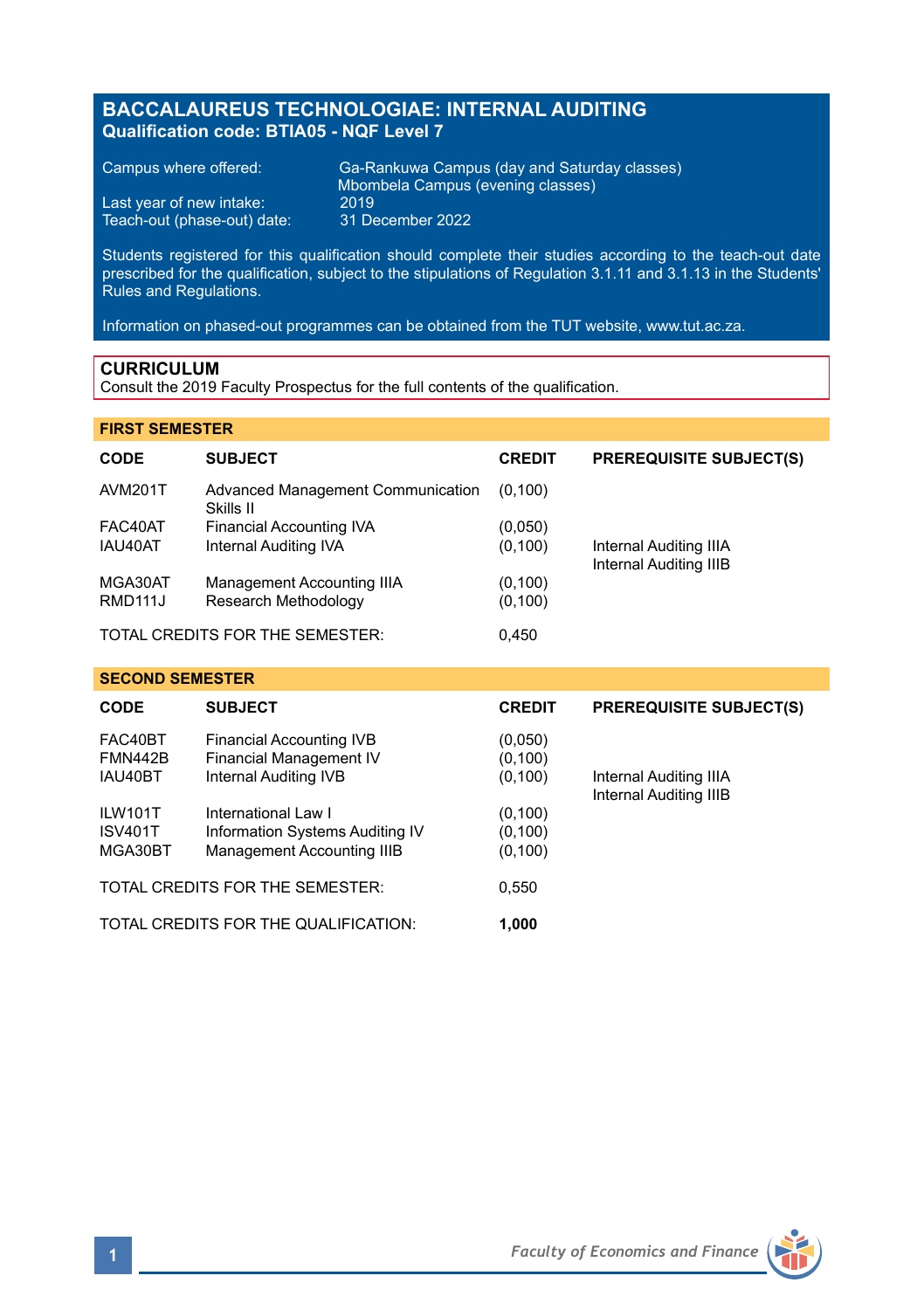# BACCALAUREUS TECHNOLOGIAE: INTERNAL AUDITING

## Qualification code: BTIA05 - NQF Level 7

| | |
|---|---|
| Campus where offered: | Ga-Rankuwa Campus (day and Saturday classes)<br>Mbombela Campus (evening classes) |
| Last year of new intake: | 2019 |
| Teach-out (phase-out) date: | 31 December 2022 |

Students registered for this qualification should complete their studies according to the teach-out date prescribed for the qualification, subject to the stipulations of Regulation 3.1.11 and 3.1.13 in the Students' Rules and Regulations.

Information on phased-out programmes can be obtained from the TUT website, www.tut.ac.za.

## CURRICULUM

Consult the 2019 Faculty Prospectus for the full contents of the qualification.

### FIRST SEMESTER

| CODE | SUBJECT | CREDIT | PREREQUISITE SUBJECT(S) |
|---|---|---|---|
| AVM201T | Advanced Management Communication Skills II | (0,100) | |
| FAC40AT | Financial Accounting IVA | (0,050) | |
| IAU40AT | Internal Auditing IVA | (0,100) | Internal Auditing IIIA<br>Internal Auditing IIIB |
| MGA30AT | Management Accounting IIIA | (0,100) | |
| RMD111J | Research Methodology | (0,100) | |
| TOTAL CREDITS FOR THE SEMESTER: | | 0,450 | |

### SECOND SEMESTER

| CODE | SUBJECT | CREDIT | PREREQUISITE SUBJECT(S) |
|---|---|---|---|
| FAC40BT | Financial Accounting IVB | (0,050) | |
| FMN442B | Financial Management IV | (0,100) | |
| IAU40BT | Internal Auditing IVB | (0,100) | Internal Auditing IIIA<br>Internal Auditing IIIB |
| ILW101T | International Law I | (0,100) | |
| ISV401T | Information Systems Auditing IV | (0,100) | |
| MGA30BT | Management Accounting IIIB | (0,100) | |
| TOTAL CREDITS FOR THE SEMESTER: | | 0,550 | |
| TOTAL CREDITS FOR THE QUALIFICATION: | | **1,000** | |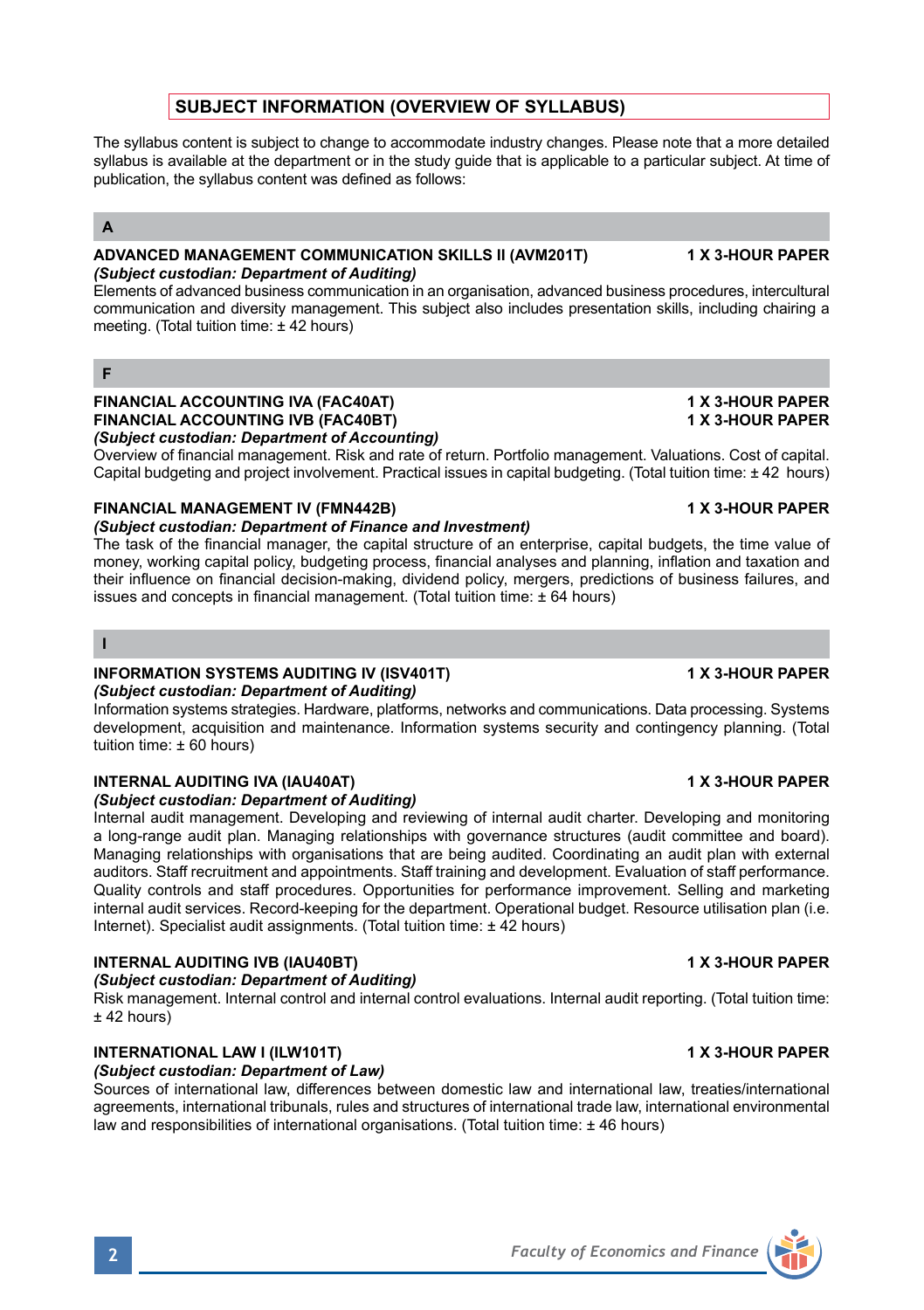## SUBJECT INFORMATION (OVERVIEW OF SYLLABUS)

The syllabus content is subject to change to accommodate industry changes. Please note that a more detailed syllabus is available at the department or in the study guide that is applicable to a particular subject. At time of publication, the syllabus content was defined as follows:

### A

**ADVANCED MANAGEMENT COMMUNICATION SKILLS II (AVM201T) — 1 X 3-HOUR PAPER**
***(Subject custodian: Department of Auditing)***
Elements of advanced business communication in an organisation, advanced business procedures, intercultural communication and diversity management. This subject also includes presentation skills, including chairing a meeting. (Total tuition time: ± 42 hours)

### F

**FINANCIAL ACCOUNTING IVA (FAC40AT) — 1 X 3-HOUR PAPER**
**FINANCIAL ACCOUNTING IVB (FAC40BT) — 1 X 3-HOUR PAPER**
***(Subject custodian: Department of Accounting)***
Overview of financial management. Risk and rate of return. Portfolio management. Valuations. Cost of capital. Capital budgeting and project involvement. Practical issues in capital budgeting. (Total tuition time: ± 42 hours)

**FINANCIAL MANAGEMENT IV (FMN442B) — 1 X 3-HOUR PAPER**
***(Subject custodian: Department of Finance and Investment)***
The task of the financial manager, the capital structure of an enterprise, capital budgets, the time value of money, working capital policy, budgeting process, financial analyses and planning, inflation and taxation and their influence on financial decision-making, dividend policy, mergers, predictions of business failures, and issues and concepts in financial management. (Total tuition time: ± 64 hours)

### I

**INFORMATION SYSTEMS AUDITING IV (ISV401T) — 1 X 3-HOUR PAPER**
***(Subject custodian: Department of Auditing)***
Information systems strategies. Hardware, platforms, networks and communications. Data processing. Systems development, acquisition and maintenance. Information systems security and contingency planning. (Total tuition time: ± 60 hours)

**INTERNAL AUDITING IVA (IAU40AT) — 1 X 3-HOUR PAPER**
***(Subject custodian: Department of Auditing)***
Internal audit management. Developing and reviewing of internal audit charter. Developing and monitoring a long-range audit plan. Managing relationships with governance structures (audit committee and board). Managing relationships with organisations that are being audited. Coordinating an audit plan with external auditors. Staff recruitment and appointments. Staff training and development. Evaluation of staff performance. Quality controls and staff procedures. Opportunities for performance improvement. Selling and marketing internal audit services. Record-keeping for the department. Operational budget. Resource utilisation plan (i.e. Internet). Specialist audit assignments. (Total tuition time: ± 42 hours)

**INTERNAL AUDITING IVB (IAU40BT) — 1 X 3-HOUR PAPER**
***(Subject custodian: Department of Auditing)***
Risk management. Internal control and internal control evaluations. Internal audit reporting. (Total tuition time: ± 42 hours)

**INTERNATIONAL LAW I (ILW101T) — 1 X 3-HOUR PAPER**
***(Subject custodian: Department of Law)***
Sources of international law, differences between domestic law and international law, treaties/international agreements, international tribunals, rules and structures of international trade law, international environmental law and responsibilities of international organisations. (Total tuition time: ± 46 hours)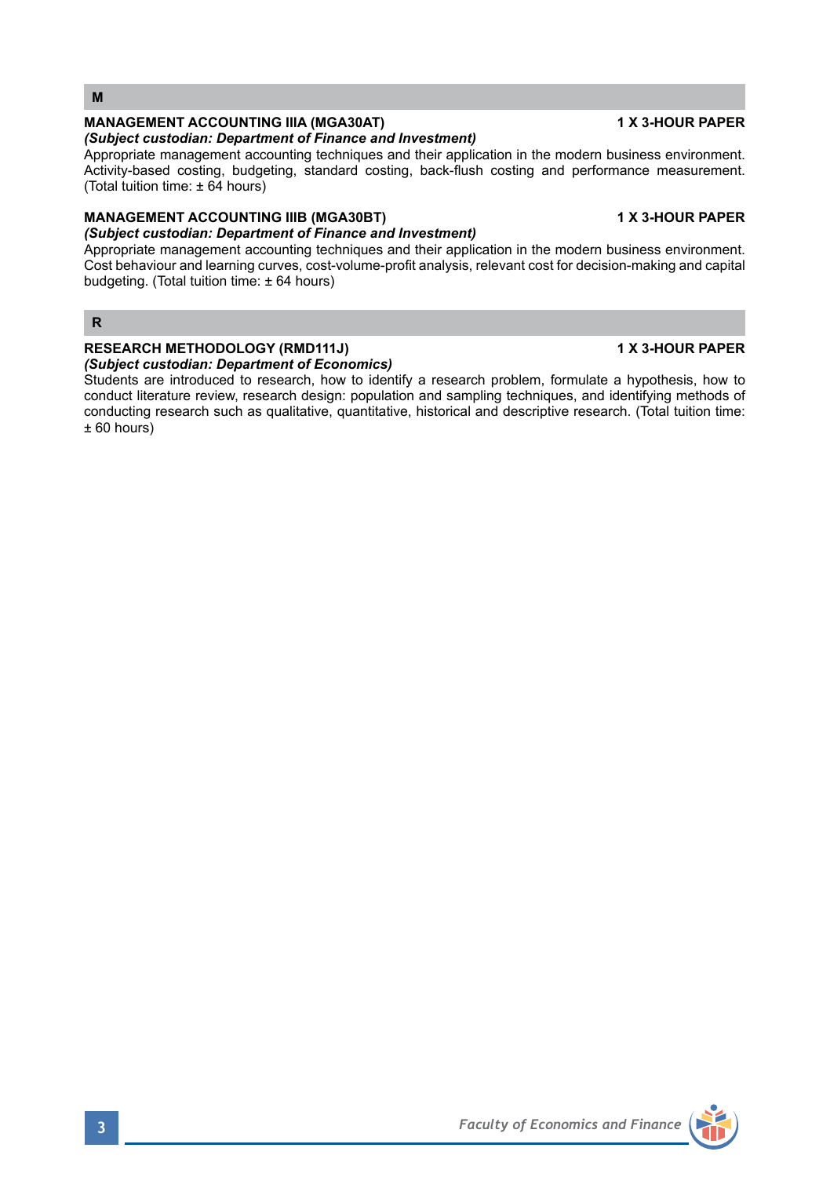## M

**MANAGEMENT ACCOUNTING IIIA (MGA30AT)** **1 X 3-HOUR PAPER**

***(Subject custodian: Department of Finance and Investment)***

Appropriate management accounting techniques and their application in the modern business environment. Activity-based costing, budgeting, standard costing, back-flush costing and performance measurement. (Total tuition time: ± 64 hours)

**MANAGEMENT ACCOUNTING IIIB (MGA30BT)** **1 X 3-HOUR PAPER**

***(Subject custodian: Department of Finance and Investment)***

Appropriate management accounting techniques and their application in the modern business environment. Cost behaviour and learning curves, cost-volume-profit analysis, relevant cost for decision-making and capital budgeting. (Total tuition time: ± 64 hours)

## R

**RESEARCH METHODOLOGY (RMD111J)** **1 X 3-HOUR PAPER**

***(Subject custodian: Department of Economics)***

Students are introduced to research, how to identify a research problem, formulate a hypothesis, how to conduct literature review, research design: population and sampling techniques, and identifying methods of conducting research such as qualitative, quantitative, historical and descriptive research. (Total tuition time: ± 60 hours)